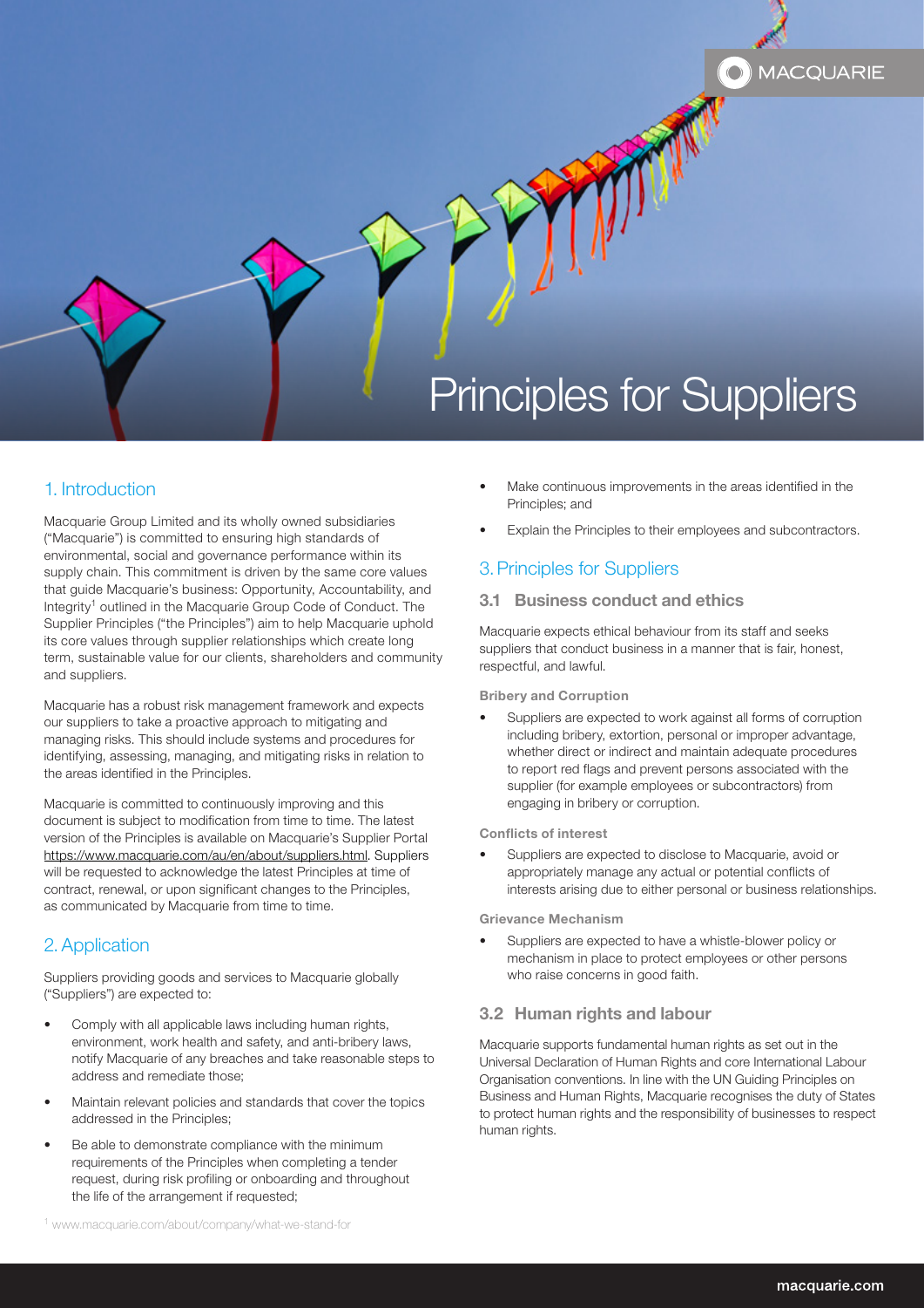# Principles for Suppliers

## 1. Introduction

Macquarie Group Limited and its wholly owned subsidiaries ("Macquarie") is committed to ensuring high standards of environmental, social and governance performance within its supply chain. This commitment is driven by the same core values that guide Macquarie's business: Opportunity, Accountability, and Integrity[1] outlined in the Macquarie Group Code of Conduct. The Supplier Principles ("the Principles") aim to help Macquarie uphold its core values through supplier relationships which create long term, sustainable value for our clients, shareholders and community and suppliers.

Macquarie has a robust risk management framework and expects our suppliers to take a proactive approach to mitigating and managing risks. This should include systems and procedures for identifying, assessing, managing, and mitigating risks in relation to the areas identified in the Principles.

Macquarie is committed to continuously improving and this document is subject to modification from time to time. The latest version of the Principles is available on Macquarie's Supplier Portal https://www.macquarie.com/au/en/about/suppliers.html. Suppliers will be requested to acknowledge the latest Principles at time of contract, renewal, or upon significant changes to the Principles, as communicated by Macquarie from time to time.

## 2. Application

Suppliers providing goods and services to Macquarie globally ("Suppliers") are expected to:

- Comply with all applicable laws including human rights, environment, work health and safety, and anti-bribery laws, notify Macquarie of any breaches and take reasonable steps to address and remediate those;
- Maintain relevant policies and standards that cover the topics addressed in the Principles;
- Be able to demonstrate compliance with the minimum requirements of the Principles when completing a tender request, during risk profiling or onboarding and throughout the life of the arrangement if requested;
- Make continuous improvements in the areas identified in the Principles; and
- Explain the Principles to their employees and subcontractors.

[1] www.macquarie.com/about/company/what-we-stand-for

## 3. Principles for Suppliers

### 3.1 Business conduct and ethics

Macquarie expects ethical behaviour from its staff and seeks suppliers that conduct business in a manner that is fair, honest, respectful, and lawful.

#### Bribery and Corruption

- Suppliers are expected to work against all forms of corruption including bribery, extortion, personal or improper advantage, whether direct or indirect and maintain adequate procedures to report red flags and prevent persons associated with the supplier (for example employees or subcontractors) from engaging in bribery or corruption.

#### Conflicts of interest

- Suppliers are expected to disclose to Macquarie, avoid or appropriately manage any actual or potential conflicts of interests arising due to either personal or business relationships.

#### Grievance Mechanism

- Suppliers are expected to have a whistle-blower policy or mechanism in place to protect employees or other persons who raise concerns in good faith.

### 3.2 Human rights and labour

Macquarie supports fundamental human rights as set out in the Universal Declaration of Human Rights and core International Labour Organisation conventions. In line with the UN Guiding Principles on Business and Human Rights, Macquarie recognises the duty of States to protect human rights and the responsibility of businesses to respect human rights.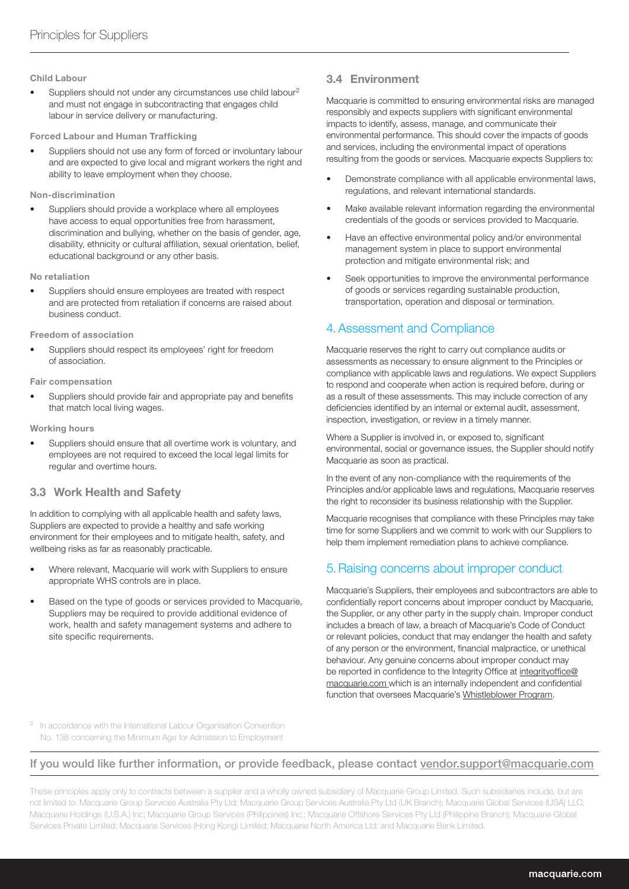#### Child Labour

- Suppliers should not under any circumstances use child labour[2] and must not engage in subcontracting that engages child labour in service delivery or manufacturing.

#### Forced Labour and Human Trafficking

- Suppliers should not use any form of forced or involuntary labour and are expected to give local and migrant workers the right and ability to leave employment when they choose.

#### Non-discrimination

- Suppliers should provide a workplace where all employees have access to equal opportunities free from harassment, discrimination and bullying, whether on the basis of gender, age, disability, ethnicity or cultural affiliation, sexual orientation, belief, educational background or any other basis.

#### No retaliation

- Suppliers should ensure employees are treated with respect and are protected from retaliation if concerns are raised about business conduct.

#### Freedom of association

- Suppliers should respect its employees' right for freedom of association.

#### Fair compensation

- Suppliers should provide fair and appropriate pay and benefits that match local living wages.

#### Working hours

- Suppliers should ensure that all overtime work is voluntary, and employees are not required to exceed the local legal limits for regular and overtime hours.

### 3.3 Work Health and Safety

In addition to complying with all applicable health and safety laws, Suppliers are expected to provide a healthy and safe working environment for their employees and to mitigate health, safety, and wellbeing risks as far as reasonably practicable.

- Where relevant, Macquarie will work with Suppliers to ensure appropriate WHS controls are in place.
- Based on the type of goods or services provided to Macquarie, Suppliers may be required to provide additional evidence of work, health and safety management systems and adhere to site specific requirements.

### 3.4 Environment

Macquarie is committed to ensuring environmental risks are managed responsibly and expects suppliers with significant environmental impacts to identify, assess, manage, and communicate their environmental performance. This should cover the impacts of goods and services, including the environmental impact of operations resulting from the goods or services. Macquarie expects Suppliers to:

- Demonstrate compliance with all applicable environmental laws, regulations, and relevant international standards.
- Make available relevant information regarding the environmental credentials of the goods or services provided to Macquarie.
- Have an effective environmental policy and/or environmental management system in place to support environmental protection and mitigate environmental risk; and
- Seek opportunities to improve the environmental performance of goods or services regarding sustainable production, transportation, operation and disposal or termination.

## 4. Assessment and Compliance

Macquarie reserves the right to carry out compliance audits or assessments as necessary to ensure alignment to the Principles or compliance with applicable laws and regulations. We expect Suppliers to respond and cooperate when action is required before, during or as a result of these assessments. This may include correction of any deficiencies identified by an internal or external audit, assessment, inspection, investigation, or review in a timely manner.

Where a Supplier is involved in, or exposed to, significant environmental, social or governance issues, the Supplier should notify Macquarie as soon as practical.

In the event of any non-compliance with the requirements of the Principles and/or applicable laws and regulations, Macquarie reserves the right to reconsider its business relationship with the Supplier.

Macquarie recognises that compliance with these Principles may take time for some Suppliers and we commit to work with our Suppliers to help them implement remediation plans to achieve compliance.

## 5. Raising concerns about improper conduct

Macquarie's Suppliers, their employees and subcontractors are able to confidentially report concerns about improper conduct by Macquarie, the Supplier, or any other party in the supply chain. Improper conduct includes a breach of law, a breach of Macquarie's Code of Conduct or relevant policies, conduct that may endanger the health and safety of any person or the environment, financial malpractice, or unethical behaviour. Any genuine concerns about improper conduct may be reported in confidence to the Integrity Office at integrityoffice@macquarie.com which is an internally independent and confidential function that oversees Macquarie's Whistleblower Program.

[2] In accordance with the International Labour Organisation Convention No. 138 concerning the Minimum Age for Admission to Employment

If you would like further information, or provide feedback, please contact vendor.support@macquarie.com

These principles apply only to contracts between a supplier and a wholly owned subsidiary of Macquarie Group Limited. Such subsidiaries include, but are not limited to: Macquarie Group Services Australia Pty Ltd; Macquarie Group Services Australia Pty Ltd (UK Branch); Macquarie Global Services (USA) LLC; Macquarie Holdings (U.S.A.) Inc; Macquarie Group Services (Philippines) Inc.; Macquarie Offshore Services Pty Ltd (Philippine Branch); Macquarie Global Services Private Limited; Macquarie Services (Hong Kong) Limited; Macquarie North America Ltd; and Macquarie Bank Limited.

macquarie.com